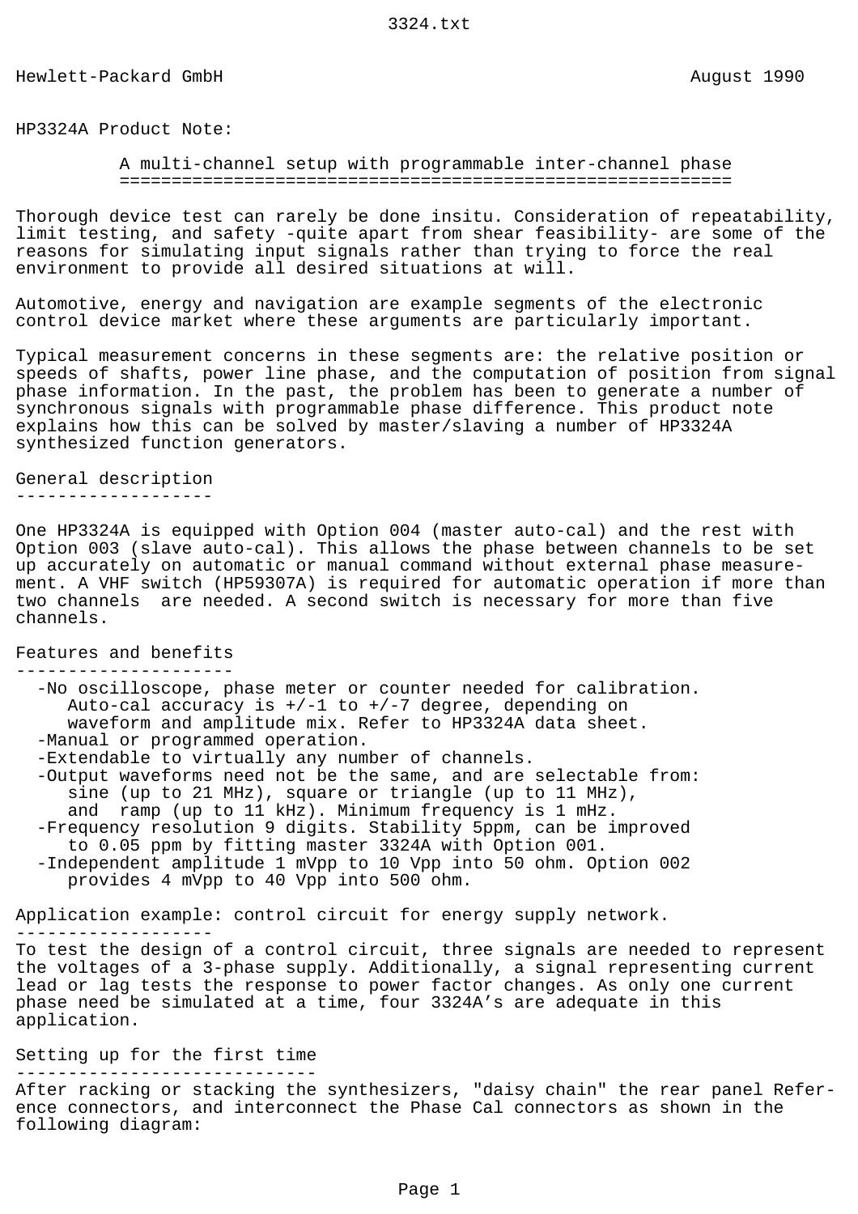Hewlett-Packard GmbH August 1990

HP3324A Product Note:

# A multi-channel setup with programmable inter-channel phase

Thorough device test can rarely be done insitu. Consideration of repeatability, limit testing, and safety -quite apart from shear feasibility- are some of the reasons for simulating input signals rather than trying to force the real environment to provide all desired situations at will.

Automotive, energy and navigation are example segments of the electronic control device market where these arguments are particularly important.

Typical measurement concerns in these segments are: the relative position or speeds of shafts, power line phase, and the computation of position from signal phase information. In the past, the problem has been to generate a number of synchronous signals with programmable phase difference. This product note explains how this can be solved by master/slaving a number of HP3324A synthesized function generators.

## General description

One HP3324A is equipped with Option 004 (master auto-cal) and the rest with Option 003 (slave auto-cal). This allows the phase between channels to be set up accurately on automatic or manual command without external phase measurement. A VHF switch (HP59307A) is required for automatic operation if more than two channels are needed. A second switch is necessary for more than five channels.

## Features and benefits

- No oscilloscope, phase meter or counter needed for calibration. Auto-cal accuracy is +/-1 to +/-7 degree, depending on waveform and amplitude mix. Refer to HP3324A data sheet.
- Manual or programmed operation.
- Extendable to virtually any number of channels.
- Output waveforms need not be the same, and are selectable from: sine (up to 21 MHz), square or triangle (up to 11 MHz), and ramp (up to 11 kHz). Minimum frequency is 1 mHz.
- Frequency resolution 9 digits. Stability 5ppm, can be improved to 0.05 ppm by fitting master 3324A with Option 001.
- Independent amplitude 1 mVpp to 10 Vpp into 50 ohm. Option 002 provides 4 mVpp to 40 Vpp into 500 ohm.

## Application example: control circuit for energy supply network.

To test the design of a control circuit, three signals are needed to represent the voltages of a 3-phase supply. Additionally, a signal representing current lead or lag tests the response to power factor changes. As only one current phase need be simulated at a time, four 3324A's are adequate in this application.

## Setting up for the first time

After racking or stacking the synthesizers, "daisy chain" the rear panel Reference connectors, and interconnect the Phase Cal connectors as shown in the following diagram: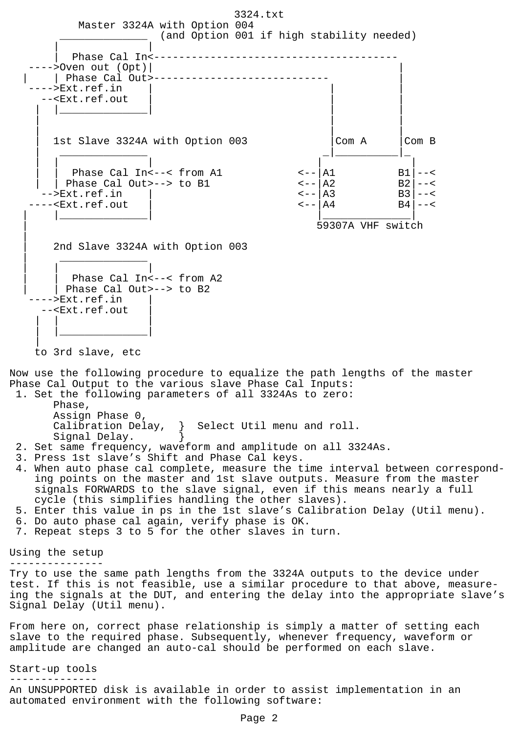```
              Master 3324A with Option 004
           ______________  (and Option 001 if high stability needed)
          |              |
          |  Phase Cal In<--------------------------------------
    ---->Oven out (Opt)|                                        |
   |     | Phase Cal Out>----------------------------          |
    ---->Ext.ref.in    |                           |            |
      --<Ext.ref.out   |                           |            |
     |   |______________|                          |            |
     |                                             |            |
     |                                             |            |
     |   1st Slave 3324A with Option 003           |Com A       |Com B
     |    ______________                          _|___________|_
     |   |              |                         |              |
     |   |  Phase Cal In<--< from A1           <--|A1          B1|--<
     |   | Phase Cal Out>--> to B1             <--|A2          B2|--<
      -->Ext.ref.in    |                       <--|A3          B3|--<
    ----<Ext.ref.out   |                       <--|A4          B4|--<
   |     |______________|                         |______________|
   |                                             59307A VHF switch
   |
   |     2nd Slave 3324A with Option 003
   |      ______________
   |     |              |
   |     |  Phase Cal In<--< from A2
   |     | Phase Cal Out>--> to B2
    ---->Ext.ref.in    |
      --<Ext.ref.out   |
     |   |              |
     |   |______________|
     |
     to 3rd slave, etc
```

Now use the following procedure to equalize the path lengths of the master Phase Cal Output to the various slave Phase Cal Inputs:

1. Set the following parameters of all 3324As to zero:
   Phase,
   Assign Phase 0,
   Calibration Delay,  }  Select Util menu and roll.
   Signal Delay.       }
2. Set same frequency, waveform and amplitude on all 3324As.
3. Press 1st slave’s Shift and Phase Cal keys.
4. When auto phase cal complete, measure the time interval between corresponding points on the master and 1st slave outputs. Measure from the master signals FORWARDS to the slave signal, even if this means nearly a full cycle (this simplifies handling the other slaves).
5. Enter this value in ps in the 1st slave’s Calibration Delay (Util menu).
6. Do auto phase cal again, verify phase is OK.
7. Repeat steps 3 to 5 for the other slaves in turn.

## Using the setup

Try to use the same path lengths from the 3324A outputs to the device under test. If this is not feasible, use a similar procedure to that above, measuring the signals at the DUT, and entering the delay into the appropriate slave’s Signal Delay (Util menu).

From here on, correct phase relationship is simply a matter of setting each slave to the required phase. Subsequently, whenever frequency, waveform or amplitude are changed an auto-cal should be performed on each slave.

## Start-up tools

An UNSUPPORTED disk is available in order to assist implementation in an automated environment with the following software: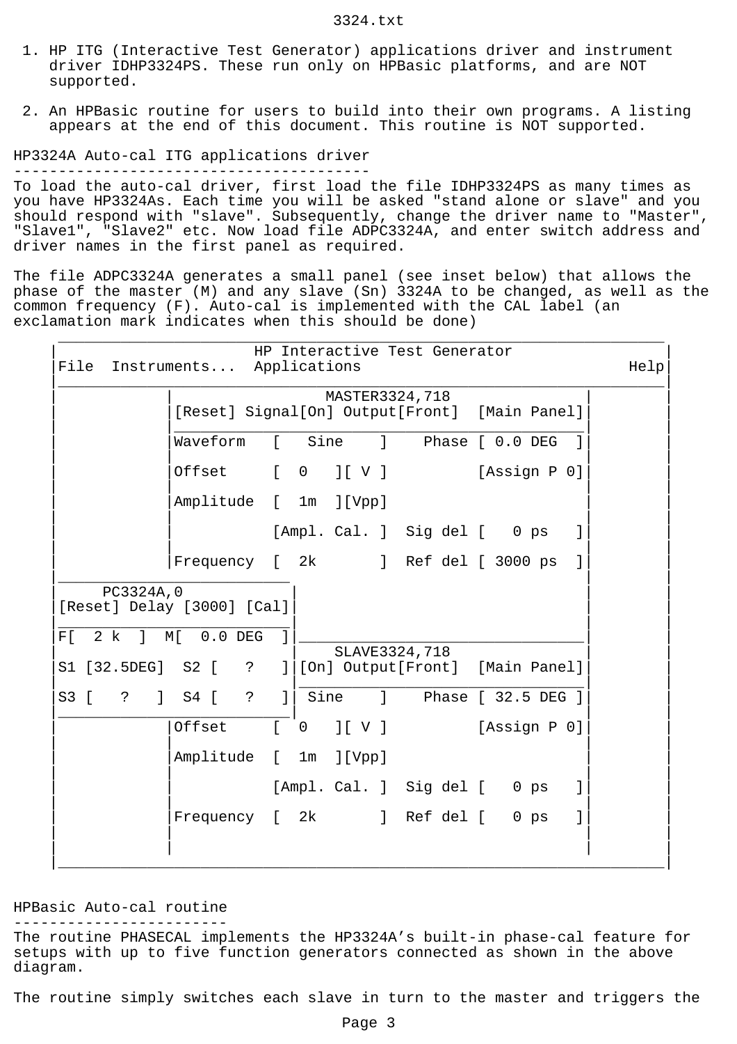1. HP ITG (Interactive Test Generator) applications driver and instrument driver IDHP3324PS. These run only on HPBasic platforms, and are NOT supported.

2. An HPBasic routine for users to build into their own programs. A listing appears at the end of this document. This routine is NOT supported.

## HP3324A Auto-cal ITG applications driver

To load the auto-cal driver, first load the file IDHP3324PS as many times as you have HP3324As. Each time you will be asked "stand alone or slave" and you should respond with "slave". Subsequently, change the driver name to "Master", "Slave1", "Slave2" etc. Now load file ADPC3324A, and enter switch address and driver names in the first panel as required.

The file ADPC3324A generates a small panel (see inset below) that allows the phase of the master (M) and any slave (Sn) 3324A to be changed, as well as the common frequency (F). Auto-cal is implemented with the CAL label (an exclamation mark indicates when this should be done)

```
 ____________________________________________________________________
|                      HP Interactive Test Generator                 |
|File  Instruments...  Applications                              Help|
|____________________________________________________________________|
|            |                MASTER3324,718                |        |
|            |[Reset] Signal[On] Output[Front]  [Main Panel]|        |
|            |______________________________________________|        |
|            |Waveform   [   Sine    ]    Phase [ 0.0 DEG  ]|        |
|            |                                              |        |
|            |Offset     [  0   ][ V ]          [Assign P 0]|        |
|            |                                              |        |
|            |Amplitude  [  1m  ][Vpp]                      |        |
|            |                                              |        |
|            |           [Ampl. Cal. ]  Sig del [   0 ps   ]|        |
|            |                                              |        |
|            |Frequency  [  2k       ]  Ref del [ 3000 ps  ]|        |
|__________________________                                 |        |
|     PC3324A,0            |                                |        |
|[Reset] Delay [3000] [Cal]|                                |        |
|__________________________|                                |        |
|F[  2 k  ]  M[  0.0 DEG  ]|________________________________|        |
|                          |        SLAVE3324,718           |        |
|S1 [32.5DEG]  S2 [   ?   ]|[On] Output[Front]  [Main Panel]|        |
|                          |________________________________|        |
|S3 [   ?   ]  S4 [   ?   ]| Sine    ]    Phase [ 32.5 DEG ]|        |
|__________________________|                                |        |
|            |Offset     [  0   ][ V ]          [Assign P 0]|        |
|            |                                              |        |
|            |Amplitude  [  1m  ][Vpp]                      |        |
|            |                                              |        |
|            |           [Ampl. Cal. ]  Sig del [   0 ps   ]|        |
|            |                                              |        |
|            |Frequency  [  2k       ]  Ref del [   0 ps   ]|        |
|            |                                              |        |
|            |                                              |        |
|____________________________________________________________________|
```

## HPBasic Auto-cal routine

The routine PHASECAL implements the HP3324A's built-in phase-cal feature for setups with up to five function generators connected as shown in the above diagram.

The routine simply switches each slave in turn to the master and triggers the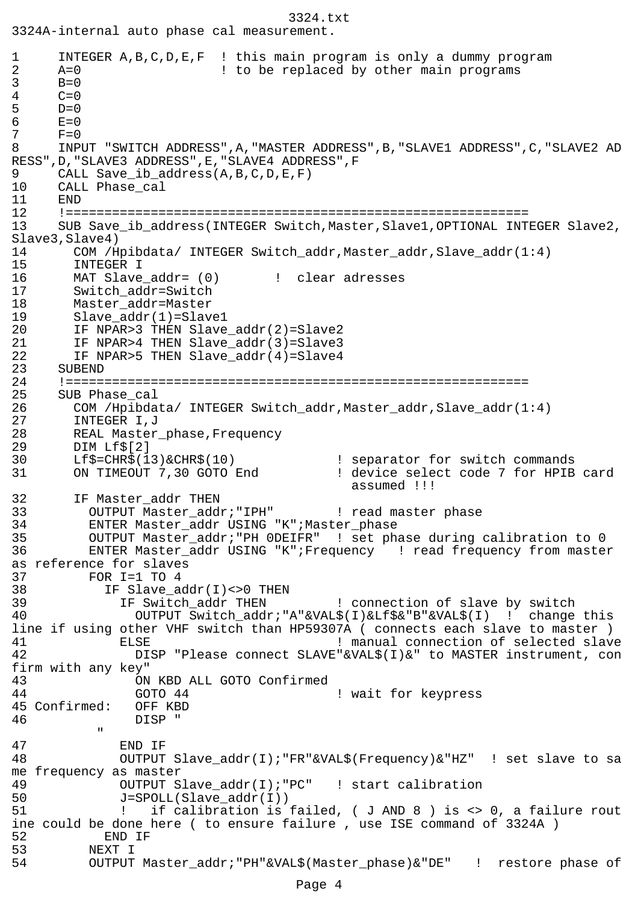3324A-internal auto phase cal measurement.

```
1     INTEGER A,B,C,D,E,F  ! this main program is only a dummy program
2     A=0                  ! to be replaced by other main programs
3     B=0
4     C=0
5     D=0
6     E=0
7     F=0
8     INPUT "SWITCH ADDRESS",A,"MASTER ADDRESS",B,"SLAVE1 ADDRESS",C,"SLAVE2 ADDRESS",D,"SLAVE3 ADDRESS",E,"SLAVE4 ADDRESS",F
9     CALL Save_ib_address(A,B,C,D,E,F)
10    CALL Phase_cal
11    END
12    !============================================================
13    SUB Save_ib_address(INTEGER Switch,Master,Slave1,OPTIONAL INTEGER Slave2,Slave3,Slave4)
14      COM /Hpibdata/ INTEGER Switch_addr,Master_addr,Slave_addr(1:4)
15      INTEGER I
16      MAT Slave_addr= (0)       !  clear adresses
17      Switch_addr=Switch
18      Master_addr=Master
19      Slave_addr(1)=Slave1
20      IF NPAR>3 THEN Slave_addr(2)=Slave2
21      IF NPAR>4 THEN Slave_addr(3)=Slave3
22      IF NPAR>5 THEN Slave_addr(4)=Slave4
23    SUBEND
24    !============================================================
25    SUB Phase_cal
26      COM /Hpibdata/ INTEGER Switch_addr,Master_addr,Slave_addr(1:4)
27      INTEGER I,J
28      REAL Master_phase,Frequency
29      DIM Lf$[2]
30      Lf$=CHR$(13)&CHR$(10)             ! separator for switch commands
31      ON TIMEOUT 7,30 GOTO End          ! device select code 7 for HPIB card
                                            assumed !!!
32      IF Master_addr THEN
33        OUTPUT Master_addr;"IPH"        ! read master phase
34        ENTER Master_addr USING "K";Master_phase
35        OUTPUT Master_addr;"PH 0DEIFR"  ! set phase during calibration to 0
36        ENTER Master_addr USING "K";Frequency   ! read frequency from master as reference for slaves
37        FOR I=1 TO 4
38          IF Slave_addr(I)<>0 THEN
39            IF Switch_addr THEN         ! connection of slave by switch
40              OUTPUT Switch_addr;"A"&VAL$(I)&Lf$&"B"&VAL$(I)  !  change this line if using other VHF switch than HP59307A ( connects each slave to master )
41            ELSE                        ! manual connection of selected slave
42              DISP "Please connect SLAVE"&VAL$(I)&" to MASTER instrument, confirm with any key"
43              ON KBD ALL GOTO Confirmed
44              GOTO 44                   ! wait for keypress
45 Confirmed:   OFF KBD
46              DISP "
         "
47            END IF
48            OUTPUT Slave_addr(I);"FR"&VAL$(Frequency)&"HZ"  ! set slave to same frequency as master
49            OUTPUT Slave_addr(I);"PC"   ! start calibration
50            J=SPOLL(Slave_addr(I))
51            !   if calibration is failed, ( J AND 8 ) is <> 0, a failure routine could be done here ( to ensure failure , use ISE command of 3324A )
52          END IF
53        NEXT I
54        OUTPUT Master_addr;"PH"&VAL$(Master_phase)&"DE"   !  restore phase of
```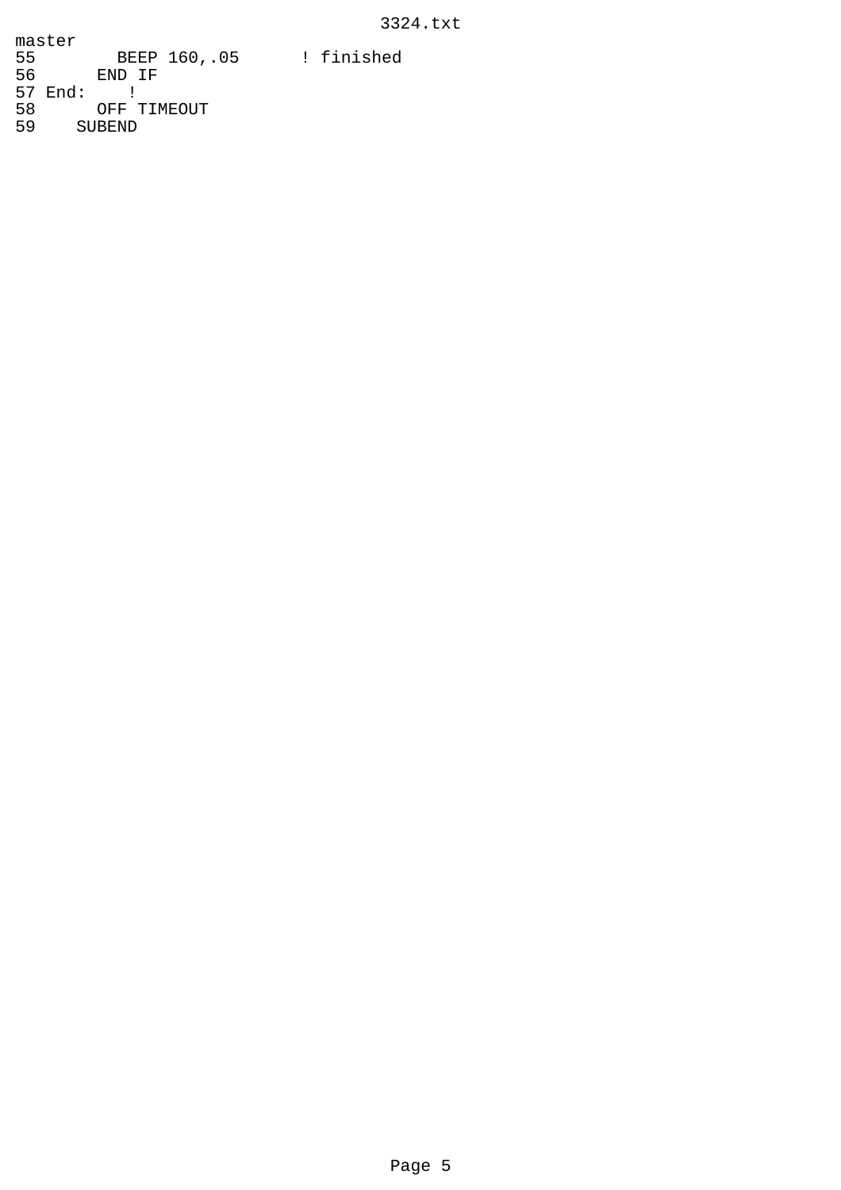master

```
55        BEEP 160,.05      ! finished
56      END IF
57 End:    !
58      OFF TIMEOUT
59    SUBEND
```